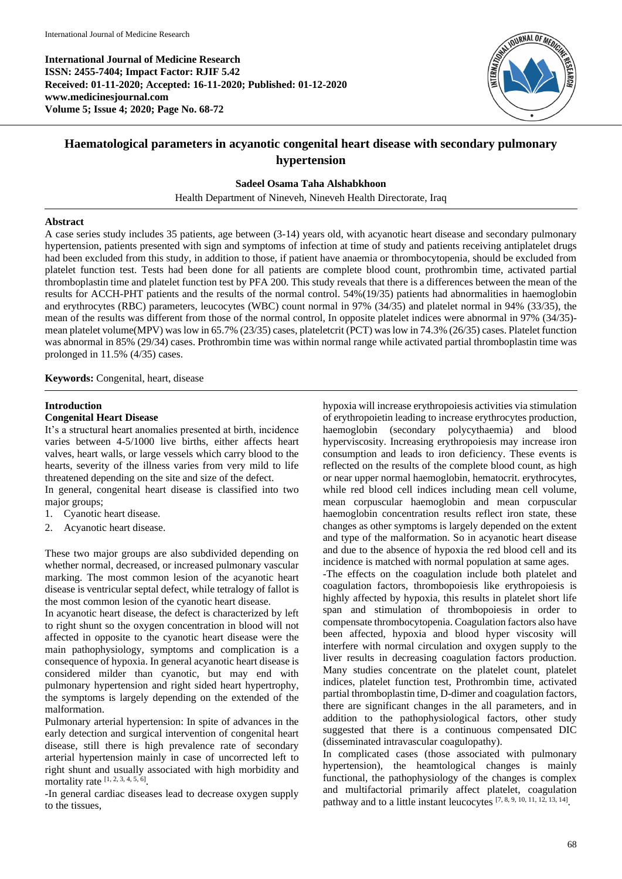# Haematological parameters in acyanotic congenital heart disease with secondary pulmonary hypertension

**Sadeel Osama Taha Alshabkhoon**

Health Department of Nineveh, Nineveh Health Directorate, Iraq

## Abstract

A case series study includes 35 patients, age between (3-14) years old, with acyanotic heart disease and secondary pulmonary hypertension, patients presented with sign and symptoms of infection at time of study and patients receiving antiplatelet drugs had been excluded from this study, in addition to those, if patient have anaemia or thrombocytopenia, should be excluded from platelet function test. Tests had been done for all patients are complete blood count, prothrombin time, activated partial thromboplastin time and platelet function test by PFA 200. This study reveals that there is a differences between the mean of the results for ACCH-PHT patients and the results of the normal control. 54%(19/35) patients had abnormalities in haemoglobin and erythrocytes (RBC) parameters, leucocytes (WBC) count normal in 97% (34/35) and platelet normal in 94% (33/35), the mean of the results was different from those of the normal control, In opposite platelet indices were abnormal in 97% (34/35)-mean platelet volume(MPV) was low in 65.7% (23/35) cases, plateletcrit (PCT) was low in 74.3% (26/35) cases. Platelet function was abnormal in 85% (29/34) cases. Prothrombin time was within normal range while activated partial thromboplastin time was prolonged in 11.5% (4/35) cases.

**Keywords:** Congenital, heart, disease

## Introduction

### Congenital Heart Disease

It's a structural heart anomalies presented at birth, incidence varies between 4-5/1000 live births, either affects heart valves, heart walls, or large vessels which carry blood to the hearts, severity of the illness varies from very mild to life threatened depending on the site and size of the defect.

In general, congenital heart disease is classified into two major groups;

1. Cyanotic heart disease.
2. Acyanotic heart disease.

These two major groups are also subdivided depending on whether normal, decreased, or increased pulmonary vascular marking. The most common lesion of the acyanotic heart disease is ventricular septal defect, while tetralogy of fallot is the most common lesion of the cyanotic heart disease.

In acyanotic heart disease, the defect is characterized by left to right shunt so the oxygen concentration in blood will not affected in opposite to the cyanotic heart disease were the main pathophysiology, symptoms and complication is a consequence of hypoxia. In general acyanotic heart disease is considered milder than cyanotic, but may end with pulmonary hypertension and right sided heart hypertrophy, the symptoms is largely depending on the extended of the malformation.

Pulmonary arterial hypertension: In spite of advances in the early detection and surgical intervention of congenital heart disease, still there is high prevalence rate of secondary arterial hypertension mainly in case of uncorrected left to right shunt and usually associated with high morbidity and mortality rate [1, 2, 3, 4, 5, 6].

-In general cardiac diseases lead to decrease oxygen supply to the tissues, hypoxia will increase erythropoiesis activities via stimulation of erythropoietin leading to increase erythrocytes production, haemoglobin (secondary polycythaemia) and blood hyperviscosity. Increasing erythropoiesis may increase iron consumption and leads to iron deficiency. These events is reflected on the results of the complete blood count, as high or near upper normal haemoglobin, hematocrit. erythrocytes, while red blood cell indices including mean cell volume, mean corpuscular haemoglobin and mean corpuscular haemoglobin concentration results reflect iron state, these changes as other symptoms is largely depended on the extent and type of the malformation. So in acyanotic heart disease and due to the absence of hypoxia the red blood cell and its incidence is matched with normal population at same ages.

-The effects on the coagulation include both platelet and coagulation factors, thrombopoiesis like erythropoiesis is highly affected by hypoxia, this results in platelet short life span and stimulation of thrombopoiesis in order to compensate thrombocytopenia. Coagulation factors also have been affected, hypoxia and blood hyper viscosity will interfere with normal circulation and oxygen supply to the liver results in decreasing coagulation factors production. Many studies concentrate on the platelet count, platelet indices, platelet function test, Prothrombin time, activated partial thromboplastin time, D-dimer and coagulation factors, there are significant changes in the all parameters, and in addition to the pathophysiological factors, other study suggested that there is a continuous compensated DIC (disseminated intravascular coagulopathy).

In complicated cases (those associated with pulmonary hypertension), the heamtological changes is mainly functional, the pathophysiology of the changes is complex and multifactorial primarily affect platelet, coagulation pathway and to a little instant leucocytes [7, 8, 9, 10, 11, 12, 13, 14].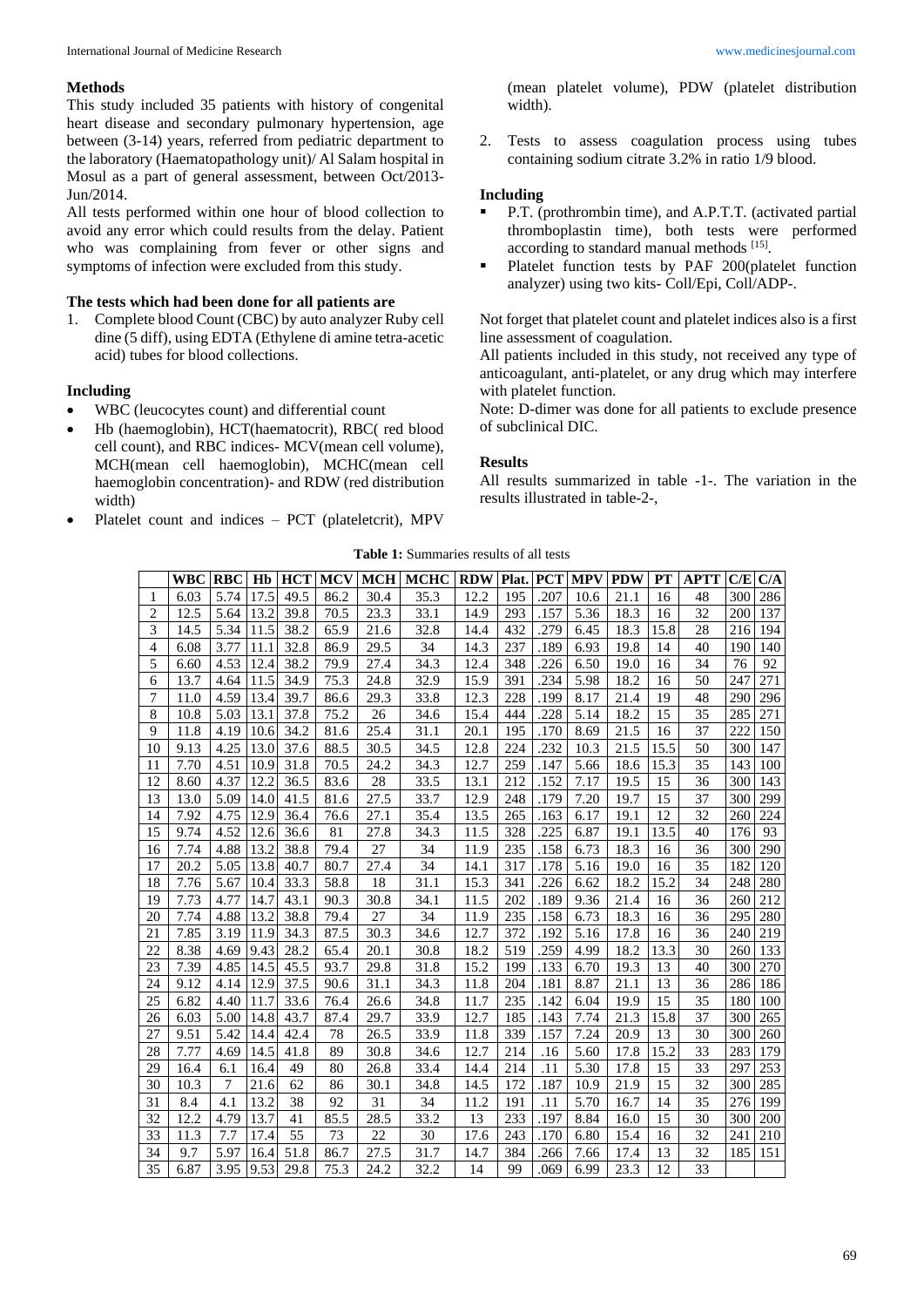### Methods

This study included 35 patients with history of congenital heart disease and secondary pulmonary hypertension, age between (3-14) years, referred from pediatric department to the laboratory (Haematopathology unit)/ Al Salam hospital in Mosul as a part of general assessment, between Oct/2013-Jun/2014.

All tests performed within one hour of blood collection to avoid any error which could results from the delay. Patient who was complaining from fever or other signs and symptoms of infection were excluded from this study.

### The tests which had been done for all patients are

1. Complete blood Count (CBC) by auto analyzer Ruby cell dine (5 diff), using EDTA (Ethylene di amine tetra-acetic acid) tubes for blood collections.

### Including

- WBC (leucocytes count) and differential count
- Hb (haemoglobin), HCT(haematocrit), RBC( red blood cell count), and RBC indices- MCV(mean cell volume), MCH(mean cell haemoglobin), MCHC(mean cell haemoglobin concentration)- and RDW (red distribution width)
- Platelet count and indices – PCT (plateletcrit), MPV (mean platelet volume), PDW (platelet distribution width).

2. Tests to assess coagulation process using tubes containing sodium citrate 3.2% in ratio 1/9 blood.

### Including

- P.T. (prothrombin time), and A.P.T.T. (activated partial thromboplastin time), both tests were performed according to standard manual methods [15].
- Platelet function tests by PAF 200(platelet function analyzer) using two kits- Coll/Epi, Coll/ADP-.

Not forget that platelet count and platelet indices also is a first line assessment of coagulation.

All patients included in this study, not received any type of anticoagulant, anti-platelet, or any drug which may interfere with platelet function.

Note: D-dimer was done for all patients to exclude presence of subclinical DIC.

### Results

All results summarized in table -1-. The variation in the results illustrated in table-2-,

**Table 1:** Summaries results of all tests

| | WBC | RBC | Hb | HCT | MCV | MCH | MCHC | RDW | Plat. | PCT | MPV | PDW | PT | APTT | C/E | C/A |
|---|---|---|---|---|---|---|---|---|---|---|---|---|---|---|---|---|
| 1 | 6.03 | 5.74 | 17.5 | 49.5 | 86.2 | 30.4 | 35.3 | 12.2 | 195 | .207 | 10.6 | 21.1 | 16 | 48 | 300 | 286 |
| 2 | 12.5 | 5.64 | 13.2 | 39.8 | 70.5 | 23.3 | 33.1 | 14.9 | 293 | .157 | 5.36 | 18.3 | 16 | 32 | 200 | 137 |
| 3 | 14.5 | 5.34 | 11.5 | 38.2 | 65.9 | 21.6 | 32.8 | 14.4 | 432 | .279 | 6.45 | 18.3 | 15.8 | 28 | 216 | 194 |
| 4 | 6.08 | 3.77 | 11.1 | 32.8 | 86.9 | 29.5 | 34 | 14.3 | 237 | .189 | 6.93 | 19.8 | 14 | 40 | 190 | 140 |
| 5 | 6.60 | 4.53 | 12.4 | 38.2 | 79.9 | 27.4 | 34.3 | 12.4 | 348 | .226 | 6.50 | 19.0 | 16 | 34 | 76 | 92 |
| 6 | 13.7 | 4.64 | 11.5 | 34.9 | 75.3 | 24.8 | 32.9 | 15.9 | 391 | .234 | 5.98 | 18.2 | 16 | 50 | 247 | 271 |
| 7 | 11.0 | 4.59 | 13.4 | 39.7 | 86.6 | 29.3 | 33.8 | 12.3 | 228 | .199 | 8.17 | 21.4 | 19 | 48 | 290 | 296 |
| 8 | 10.8 | 5.03 | 13.1 | 37.8 | 75.2 | 26 | 34.6 | 15.4 | 444 | .228 | 5.14 | 18.2 | 15 | 35 | 285 | 271 |
| 9 | 11.8 | 4.19 | 10.6 | 34.2 | 81.6 | 25.4 | 31.1 | 20.1 | 195 | .170 | 8.69 | 21.5 | 16 | 37 | 222 | 150 |
| 10 | 9.13 | 4.25 | 13.0 | 37.6 | 88.5 | 30.5 | 34.5 | 12.8 | 224 | .232 | 10.3 | 21.5 | 15.5 | 50 | 300 | 147 |
| 11 | 7.70 | 4.51 | 10.9 | 31.8 | 70.5 | 24.2 | 34.3 | 12.7 | 259 | .147 | 5.66 | 18.6 | 15.3 | 35 | 143 | 100 |
| 12 | 8.60 | 4.37 | 12.2 | 36.5 | 83.6 | 28 | 33.5 | 13.1 | 212 | .152 | 7.17 | 19.5 | 15 | 36 | 300 | 143 |
| 13 | 13.0 | 5.09 | 14.0 | 41.5 | 81.6 | 27.5 | 33.7 | 12.9 | 248 | .179 | 7.20 | 19.7 | 15 | 37 | 300 | 299 |
| 14 | 7.92 | 4.75 | 12.9 | 36.4 | 76.6 | 27.1 | 35.4 | 13.5 | 265 | .163 | 6.17 | 19.1 | 12 | 32 | 260 | 224 |
| 15 | 9.74 | 4.52 | 12.6 | 36.6 | 81 | 27.8 | 34.3 | 11.5 | 328 | .225 | 6.87 | 19.1 | 13.5 | 40 | 176 | 93 |
| 16 | 7.74 | 4.88 | 13.2 | 38.8 | 79.4 | 27 | 34 | 11.9 | 235 | .158 | 6.73 | 18.3 | 16 | 36 | 300 | 290 |
| 17 | 20.2 | 5.05 | 13.8 | 40.7 | 80.7 | 27.4 | 34 | 14.1 | 317 | .178 | 5.16 | 19.0 | 16 | 35 | 182 | 120 |
| 18 | 7.76 | 5.67 | 10.4 | 33.3 | 58.8 | 18 | 31.1 | 15.3 | 341 | .226 | 6.62 | 18.2 | 15.2 | 34 | 248 | 280 |
| 19 | 7.73 | 4.77 | 14.7 | 43.1 | 90.3 | 30.8 | 34.1 | 11.5 | 202 | .189 | 9.36 | 21.4 | 16 | 36 | 260 | 212 |
| 20 | 7.74 | 4.88 | 13.2 | 38.8 | 79.4 | 27 | 34 | 11.9 | 235 | .158 | 6.73 | 18.3 | 16 | 36 | 295 | 280 |
| 21 | 7.85 | 3.19 | 11.9 | 34.3 | 87.5 | 30.3 | 34.6 | 12.7 | 372 | .192 | 5.16 | 17.8 | 16 | 36 | 240 | 219 |
| 22 | 8.38 | 4.69 | 9.43 | 28.2 | 65.4 | 20.1 | 30.8 | 18.2 | 519 | .259 | 4.99 | 18.2 | 13.3 | 30 | 260 | 133 |
| 23 | 7.39 | 4.85 | 14.5 | 45.5 | 93.7 | 29.8 | 31.8 | 15.2 | 199 | .133 | 6.70 | 19.3 | 13 | 40 | 300 | 270 |
| 24 | 9.12 | 4.14 | 12.9 | 37.5 | 90.6 | 31.1 | 34.3 | 11.8 | 204 | .181 | 8.87 | 21.1 | 13 | 36 | 286 | 186 |
| 25 | 6.82 | 4.40 | 11.7 | 33.6 | 76.4 | 26.6 | 34.8 | 11.7 | 235 | .142 | 6.04 | 19.9 | 15 | 35 | 180 | 100 |
| 26 | 6.03 | 5.00 | 14.8 | 43.7 | 87.4 | 29.7 | 33.9 | 12.7 | 185 | .143 | 7.74 | 21.3 | 15.8 | 37 | 300 | 265 |
| 27 | 9.51 | 5.42 | 14.4 | 42.4 | 78 | 26.5 | 33.9 | 11.8 | 339 | .157 | 7.24 | 20.9 | 13 | 30 | 300 | 260 |
| 28 | 7.77 | 4.69 | 14.5 | 41.8 | 89 | 30.8 | 34.6 | 12.7 | 214 | .16 | 5.60 | 17.8 | 15.2 | 33 | 283 | 179 |
| 29 | 16.4 | 6.1 | 16.4 | 49 | 80 | 26.8 | 33.4 | 14.4 | 214 | .11 | 5.30 | 17.8 | 15 | 33 | 297 | 253 |
| 30 | 10.3 | 7 | 21.6 | 62 | 86 | 30.1 | 34.8 | 14.5 | 172 | .187 | 10.9 | 21.9 | 15 | 32 | 300 | 285 |
| 31 | 8.4 | 4.1 | 13.2 | 38 | 92 | 31 | 34 | 11.2 | 191 | .11 | 5.70 | 16.7 | 14 | 35 | 276 | 199 |
| 32 | 12.2 | 4.79 | 13.7 | 41 | 85.5 | 28.5 | 33.2 | 13 | 233 | .197 | 8.84 | 16.0 | 15 | 30 | 300 | 200 |
| 33 | 11.3 | 7.7 | 17.4 | 55 | 73 | 22 | 30 | 17.6 | 243 | .170 | 6.80 | 15.4 | 16 | 32 | 241 | 210 |
| 34 | 9.7 | 5.97 | 16.4 | 51.8 | 86.7 | 27.5 | 31.7 | 14.7 | 384 | .266 | 7.66 | 17.4 | 13 | 32 | 185 | 151 |
| 35 | 6.87 | 3.95 | 9.53 | 29.8 | 75.3 | 24.2 | 32.2 | 14 | 99 | .069 | 6.99 | 23.3 | 12 | 33 | | |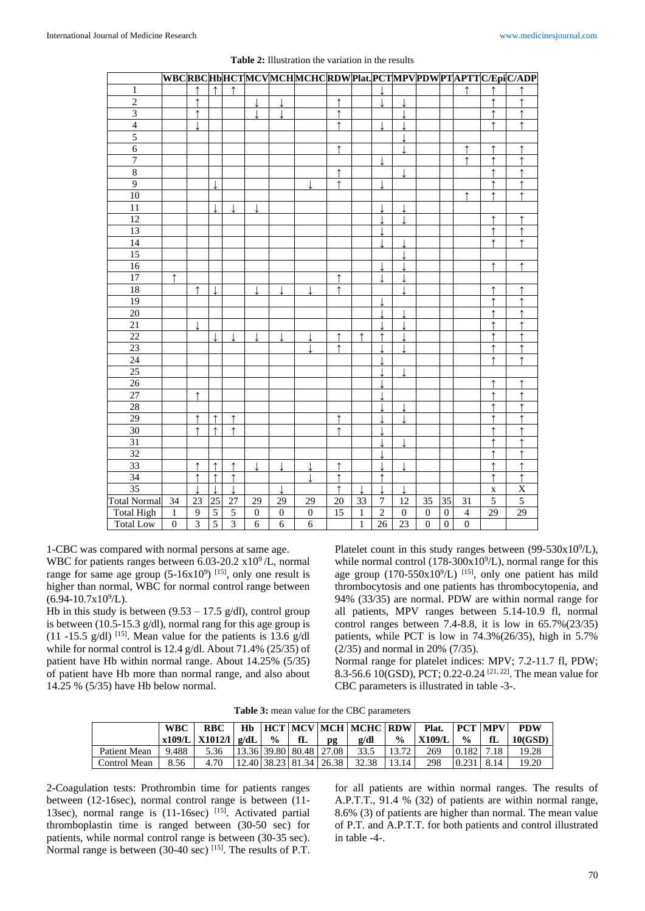**Table 2:** Illustration the variation in the results

| | WBC | RBC | Hb | HCT | MCV | MCH | MCHC | RDW | Plat. | PCT | MPV | PDW | PT | APTT | C/Epi | C/ADP |
|---|---|---|---|---|---|---|---|---|---|---|---|---|---|---|---|---|
| 1 | | ↑ | ↑ | ↑ | | | | | | ↓ | | | | ↑ | ↑ | ↑ |
| 2 | | ↑ | | | ↓ | ↓ | | ↑ | | ↓ | ↓ | | | | ↑ | ↑ |
| 3 | | ↑ | | | ↓ | ↓ | | ↑ | | | ↓ | | | | ↑ | ↑ |
| 4 | | ↓ | | | | | | ↑ | | ↓ | ↓ | | | | ↑ | ↑ |
| 5 | | | | | | | | | | | ↓ | | | | | |
| 6 | | | | | | | | ↑ | | | ↓ | | | ↑ | ↑ | ↑ |
| 7 | | | | | | | | | | ↓ | | | | ↑ | ↑ | ↑ |
| 8 | | | | | | | | ↑ | | | ↓ | | | | ↑ | ↑ |
| 9 | | | ↓ | | | | ↓ | ↑ | | ↓ | | | | | ↑ | ↑ |
| 10 | | | | | | | | | | | | | | ↑ | ↑ | ↑ |
| 11 | | | ↓ | ↓ | ↓ | | | | | ↓ | ↓ | | | | | |
| 12 | | | | | | | | | | ↓ | ↓ | | | | ↑ | ↑ |
| 13 | | | | | | | | | | ↓ | | | | | ↑ | ↑ |
| 14 | | | | | | | | | | ↓ | ↓ | | | | ↑ | ↑ |
| 15 | | | | | | | | | | | ↓ | | | | | |
| 16 | | | | | | | | | | ↓ | ↓ | | | | ↑ | ↑ |
| 17 | ↑ | | | | | | | ↑ | | ↓ | ↓ | | | | | |
| 18 | | ↑ | ↓ | | ↓ | ↓ | ↓ | ↑ | | | ↓ | | | | ↑ | ↑ |
| 19 | | | | | | | | | | ↓ | | | | | ↑ | ↑ |
| 20 | | | | | | | | | | ↓ | ↓ | | | | ↑ | ↑ |
| 21 | | ↓ | | | | | | | | ↓ | ↓ | | | | ↑ | ↑ |
| 22 | | | ↓ | ↓ | ↓ | ↓ | ↓ | ↑ | ↑ | ↑ | ↓ | | | | ↑ | ↑ |
| 23 | | | | | | | ↓ | ↑ | | ↓ | ↓ | | | | ↑ | ↑ |
| 24 | | | | | | | | | | ↓ | | | | | ↑ | ↑ |
| 25 | | | | | | | | | | ↓ | ↓ | | | | | |
| 26 | | | | | | | | | | ↓ | | | | | ↑ | ↑ |
| 27 | | ↑ | | | | | | | | ↓ | | | | | ↑ | ↑ |
| 28 | | | | | | | | | | ↓ | ↓ | | | | ↑ | ↑ |
| 29 | | ↑ | ↑ | ↑ | | | | ↑ | | ↓ | ↓ | | | | ↑ | ↑ |
| 30 | | ↑ | ↑ | ↑ | | | | ↑ | | ↓ | | | | | ↑ | ↑ |
| 31 | | | | | | | | | | ↓ | ↓ | | | | ↑ | ↑ |
| 32 | | | | | | | | | | ↓ | | | | | ↑ | ↑ |
| 33 | | ↑ | ↑ | ↑ | ↓ | ↓ | ↓ | ↑ | | ↓ | ↓ | | | | ↑ | ↑ |
| 34 | | ↑ | ↑ | ↑ | | | ↓ | ↑ | | ↑ | | | | | ↑ | ↑ |
| 35 | | ↓ | ↓ | ↓ | | ↓ | | ↑ | ↓ | ↓ | ↓ | | | | x | X |
| Total Normal | 34 | 23 | 25 | 27 | 29 | 29 | 29 | 20 | 33 | 7 | 12 | 35 | 35 | 31 | 5 | 5 |
| Total High | 1 | 9 | 5 | 5 | 0 | 0 | 0 | 15 | 1 | 2 | 0 | 0 | 0 | 4 | 29 | 29 |
| Total Low | 0 | 3 | 5 | 3 | 6 | 6 | 6 | | 1 | 26 | 23 | 0 | 0 | 0 | | |

1-CBC was compared with normal persons at same age.

WBC for patients ranges between 6.03-20.2 $x10^9$/L, normal range for same age group ($5\text{-}16x10^9$) [15], only one result is higher than normal, WBC for normal control range between ($6.94\text{-}10.7x10^9$/L).

Hb in this study is between (9.53 – 17.5 g/dl), control group is between (10.5-15.3 g/dl), normal rang for this age group is (11 -15.5 g/dl) [15]. Mean value for the patients is 13.6 g/dl while for normal control is 12.4 g/dl. About 71.4% (25/35) of patient have Hb within normal range. About 14.25% (5/35) of patient have Hb more than normal range, and also about 14.25 % (5/35) have Hb below normal.

Platelet count in this study ranges between ($99\text{-}530x10^9$/L), while normal control ($178\text{-}300x10^9$/L), normal range for this age group ($170\text{-}550x10^9$/L) [15], only one patient has mild thrombocytosis and one patients has thrombocytopenia, and 94% (33/35) are within normal range. PDW are normal for all patients, MPV ranges between 5.14-10.9 fl, normal control ranges between 7.4-8.8, it is low in 65.7%(23/35) patients, while PCT is low in 74.3%(26/35), high in 5.7% (2/35) and normal in 20% (7/35).

Normal range for platelet indices: MPV; 7.2-11.7 fl, PDW; 8.3-56.6 10(GSD), PCT; 0.22-0.24 [21, 22]. The mean value for CBC parameters is illustrated in table -3-.

**Table 3:** mean value for the CBC parameters

| | WBC x109/L | RBC X1012/l | Hb g/dL | HCT % | MCV fL | MCH pg | MCHC g/dl | RDW % | Plat. X109/L | PCT % | MPV fL | PDW 10(GSD) |
|---|---|---|---|---|---|---|---|---|---|---|---|---|
| Patient Mean | 9.488 | 5.36 | 13.36 | 39.80 | 80.48 | 27.08 | 33.5 | 13.72 | 269 | 0.182 | 7.18 | 19.28 |
| Control Mean | 8.56 | 4.70 | 12.40 | 38.23 | 81.34 | 26.38 | 32.38 | 13.14 | 298 | 0.231 | 8.14 | 19.20 |

2-Coagulation tests: Prothrombin time for patients ranges between (12-16sec), normal control range is between (11-13sec), normal range is (11-16sec) [15]. Activated partial thromboplastin time is ranged between (30-50 sec) for patients, while normal control range is between (30-35 sec). Normal range is between (30-40 sec) [15]. The results of P.T. for all patients are within normal ranges. The results of A.P.T.T., 91.4 % (32) of patients are within normal range, 8.6% (3) of patients are higher than normal. The mean value of P.T. and A.P.T.T. for both patients and control illustrated in table -4-.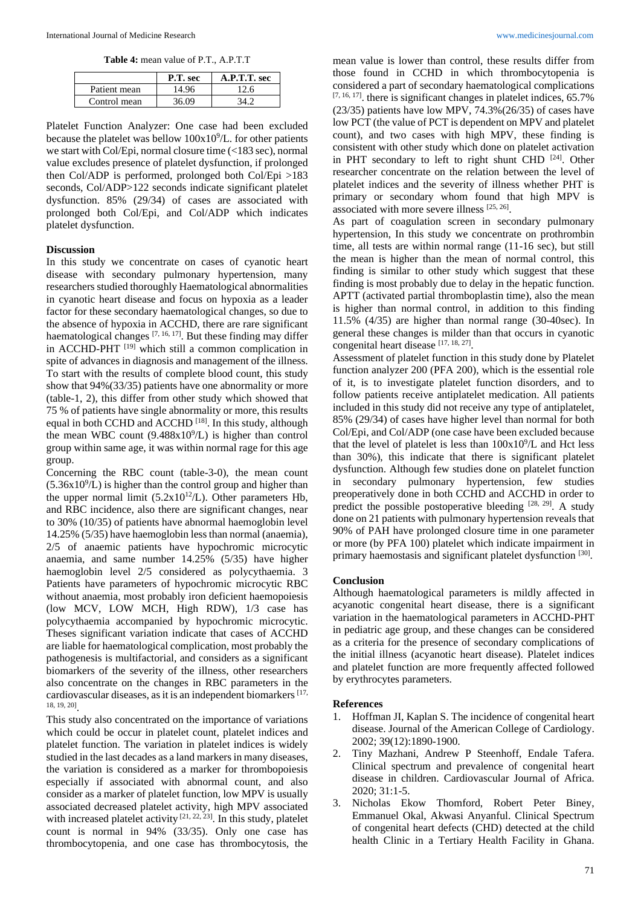**Table 4:** mean value of P.T., A.P.T.T

| | P.T. sec | A.P.T.T. sec |
|---|---|---|
| Patient mean | 14.96 | 12.6 |
| Control mean | 36.09 | 34.2 |

Platelet Function Analyzer: One case had been excluded because the platelet was bellow $100x10^9/L$. for other patients we start with Col/Epi, normal closure time (<183 sec), normal value excludes presence of platelet dysfunction, if prolonged then Col/ADP is performed, prolonged both Col/Epi >183 seconds, Col/ADP>122 seconds indicate significant platelet dysfunction. 85% (29/34) of cases are associated with prolonged both Col/Epi, and Col/ADP which indicates platelet dysfunction.

### Discussion

In this study we concentrate on cases of cyanotic heart disease with secondary pulmonary hypertension, many researchers studied thoroughly Haematological abnormalities in cyanotic heart disease and focus on hypoxia as a leader factor for these secondary haematological changes, so due to the absence of hypoxia in ACCHD, there are rare significant haematological changes [7, 16, 17]. But these finding may differ in ACCHD-PHT [19] which still a common complication in spite of advances in diagnosis and management of the illness. To start with the results of complete blood count, this study show that 94%(33/35) patients have one abnormality or more (table-1, 2), this differ from other study which showed that 75 % of patients have single abnormality or more, this results equal in both CCHD and ACCHD [18]. In this study, although the mean WBC count ($9.488x10^9/L$) is higher than control group within same age, it was within normal rage for this age group.

Concerning the RBC count (table-3-0), the mean count ($5.36x10^9/L$) is higher than the control group and higher than the upper normal limit ($5.2x10^{12}/L$). Other parameters Hb, and RBC incidence, also there are significant changes, near to 30% (10/35) of patients have abnormal haemoglobin level 14.25% (5/35) have haemoglobin less than normal (anaemia), 2/5 of anaemic patients have hypochromic microcytic anaemia, and same number 14.25% (5/35) have higher haemoglobin level 2/5 considered as polycythaemia. 3 Patients have parameters of hypochromic microcytic RBC without anaemia, most probably iron deficient haemopoiesis (low MCV, LOW MCH, High RDW), 1/3 case has polycythaemia accompanied by hypochromic microcytic. Theses significant variation indicate that cases of ACCHD are liable for haematological complication, most probably the pathogenesis is multifactorial, and considers as a significant biomarkers of the severity of the illness, other researchers also concentrate on the changes in RBC parameters in the cardiovascular diseases, as it is an independent biomarkers [17, 18, 19, 20].

This study also concentrated on the importance of variations which could be occur in platelet count, platelet indices and platelet function. The variation in platelet indices is widely studied in the last decades as a land markers in many diseases, the variation is considered as a marker for thrombopoiesis especially if associated with abnormal count, and also consider as a marker of platelet function, low MPV is usually associated decreased platelet activity, high MPV associated with increased platelet activity [21, 22, 23]. In this study, platelet count is normal in 94% (33/35). Only one case has thrombocytopenia, and one case has thrombocytosis, the mean value is lower than control, these results differ from those found in CCHD in which thrombocytopenia is considered a part of secondary haematological complications [7, 16, 17]. there is significant changes in platelet indices, 65.7% (23/35) patients have low MPV, 74.3%(26/35) of cases have low PCT (the value of PCT is dependent on MPV and platelet count), and two cases with high MPV, these finding is consistent with other study which done on platelet activation in PHT secondary to left to right shunt CHD [24]. Other researcher concentrate on the relation between the level of platelet indices and the severity of illness whether PHT is primary or secondary whom found that high MPV is associated with more severe illness [25, 26].

As part of coagulation screen in secondary pulmonary hypertension, In this study we concentrate on prothrombin time, all tests are within normal range (11-16 sec), but still the mean is higher than the mean of normal control, this finding is similar to other study which suggest that these finding is most probably due to delay in the hepatic function. APTT (activated partial thromboplastin time), also the mean is higher than normal control, in addition to this finding 11.5% (4/35) are higher than normal range (30-40sec). In general these changes is milder than that occurs in cyanotic congenital heart disease [17, 18, 27].

Assessment of platelet function in this study done by Platelet function analyzer 200 (PFA 200), which is the essential role of it, is to investigate platelet function disorders, and to follow patients receive antiplatelet medication. All patients included in this study did not receive any type of antiplatelet, 85% (29/34) of cases have higher level than normal for both Col/Epi, and Col/ADP (one case have been excluded because that the level of platelet is less than $100x10^9/L$ and Hct less than 30%), this indicate that there is significant platelet dysfunction. Although few studies done on platelet function in secondary pulmonary hypertension, few studies preoperatively done in both CCHD and ACCHD in order to predict the possible postoperative bleeding [28, 29]. A study done on 21 patients with pulmonary hypertension reveals that 90% of PAH have prolonged closure time in one parameter or more (by PFA 100) platelet which indicate impairment in primary haemostasis and significant platelet dysfunction [30].

### Conclusion

Although haematological parameters is mildly affected in acyanotic congenital heart disease, there is a significant variation in the haematological parameters in ACCHD-PHT in pediatric age group, and these changes can be considered as a criteria for the presence of secondary complications of the initial illness (acyanotic heart disease). Platelet indices and platelet function are more frequently affected followed by erythrocytes parameters.

### References

1. Hoffman JI, Kaplan S. The incidence of congenital heart disease. Journal of the American College of Cardiology. 2002; 39(12):1890-1900.
2. Tiny Mazhani, Andrew P Steenhoff, Endale Tafera. Clinical spectrum and prevalence of congenital heart disease in children. Cardiovascular Journal of Africa. 2020; 31:1-5.
3. Nicholas Ekow Thomford, Robert Peter Biney, Emmanuel Okal, Akwasi Anyanful. Clinical Spectrum of congenital heart defects (CHD) detected at the child health Clinic in a Tertiary Health Facility in Ghana.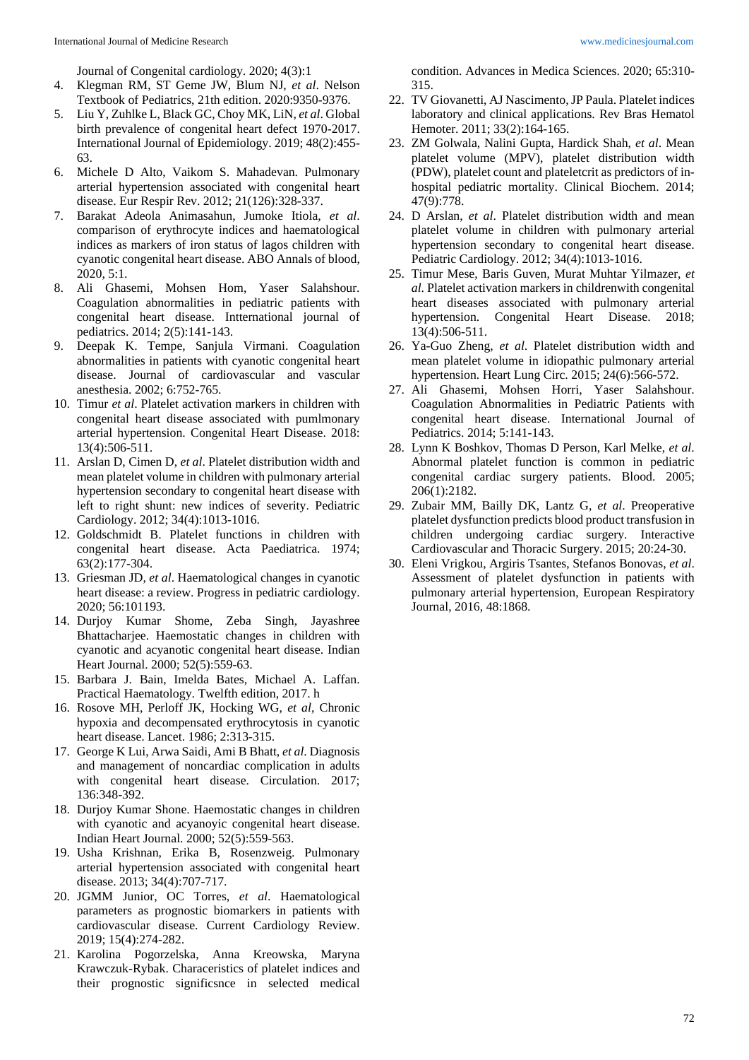Journal of Congenital cardiology. 2020; 4(3):1

4. Klegman RM, ST Geme JW, Blum NJ, *et al*. Nelson Textbook of Pediatrics, 21th edition. 2020:9350-9376.
5. Liu Y, Zuhlke L, Black GC, Choy MK, LiN, *et al*. Global birth prevalence of congenital heart defect 1970-2017. International Journal of Epidemiology. 2019; 48(2):455-63.
6. Michele D Alto, Vaikom S. Mahadevan. Pulmonary arterial hypertension associated with congenital heart disease. Eur Respir Rev. 2012; 21(126):328-337.
7. Barakat Adeola Animasahun, Jumoke Itiola, *et al*. comparison of erythrocyte indices and haematological indices as markers of iron status of lagos children with cyanotic congenital heart disease. ABO Annals of blood, 2020, 5:1.
8. Ali Ghasemi, Mohsen Hom, Yaser Salahshour. Coagulation abnormalities in pediatric patients with congenital heart disease. Intternational journal of pediatrics. 2014; 2(5):141-143.
9. Deepak K. Tempe, Sanjula Virmani. Coagulation abnormalities in patients with cyanotic congenital heart disease. Journal of cardiovascular and vascular anesthesia. 2002; 6:752-765.
10. Timur *et al*. Platelet activation markers in children with congenital heart disease associated with pumlmonary arterial hypertension. Congenital Heart Disease. 2018: 13(4):506-511.
11. Arslan D, Cimen D, *et al*. Platelet distribution width and mean platelet volume in children with pulmonary arterial hypertension secondary to congenital heart disease with left to right shunt: new indices of severity. Pediatric Cardiology. 2012; 34(4):1013-1016.
12. Goldschmidt B. Platelet functions in children with congenital heart disease. Acta Paediatrica. 1974; 63(2):177-304.
13. Griesman JD, *et al*. Haematological changes in cyanotic heart disease: a review. Progress in pediatric cardiology. 2020; 56:101193.
14. Durjoy Kumar Shome, Zeba Singh, Jayashree Bhattacharjee. Haemostatic changes in children with cyanotic and acyanotic congenital heart disease. Indian Heart Journal. 2000; 52(5):559-63.
15. Barbara J. Bain, Imelda Bates, Michael A. Laffan. Practical Haematology. Twelfth edition, 2017. h
16. Rosove MH, Perloff JK, Hocking WG, *et al*, Chronic hypoxia and decompensated erythrocytosis in cyanotic heart disease. Lancet. 1986; 2:313-315.
17. George K Lui, Arwa Saidi, Ami B Bhatt, *et al*. Diagnosis and management of noncardiac complication in adults with congenital heart disease. Circulation. 2017; 136:348-392.
18. Durjoy Kumar Shone. Haemostatic changes in children with cyanotic and acyanoyic congenital heart disease. Indian Heart Journal. 2000; 52(5):559-563.
19. Usha Krishnan, Erika B, Rosenzweig. Pulmonary arterial hypertension associated with congenital heart disease. 2013; 34(4):707-717.
20. JGMM Junior, OC Torres, *et al*. Haematological parameters as prognostic biomarkers in patients with cardiovascular disease. Current Cardiology Review. 2019; 15(4):274-282.
21. Karolina Pogorzelska, Anna Kreowska, Maryna Krawczuk-Rybak. Characeristics of platelet indices and their prognostic significsnce in selected medical condition. Advances in Medica Sciences. 2020; 65:310-315.
22. TV Giovanetti, AJ Nascimento, JP Paula. Platelet indices laboratory and clinical applications. Rev Bras Hematol Hemoter. 2011; 33(2):164-165.
23. ZM Golwala, Nalini Gupta, Hardick Shah, *et al*. Mean platelet volume (MPV), platelet distribution width (PDW), platelet count and plateletcrit as predictors of in-hospital pediatric mortality. Clinical Biochem. 2014; 47(9):778.
24. D Arslan, *et al*. Platelet distribution width and mean platelet volume in children with pulmonary arterial hypertension secondary to congenital heart disease. Pediatric Cardiology. 2012; 34(4):1013-1016.
25. Timur Mese, Baris Guven, Murat Muhtar Yilmazer, *et al*. Platelet activation markers in childrenwith congenital heart diseases associated with pulmonary arterial hypertension. Congenital Heart Disease. 2018; 13(4):506-511.
26. Ya-Guo Zheng, *et al*. Platelet distribution width and mean platelet volume in idiopathic pulmonary arterial hypertension. Heart Lung Circ. 2015; 24(6):566-572.
27. Ali Ghasemi, Mohsen Horri, Yaser Salahshour. Coagulation Abnormalities in Pediatric Patients with congenital heart disease. International Journal of Pediatrics. 2014; 5:141-143.
28. Lynn K Boshkov, Thomas D Person, Karl Melke, *et al*. Abnormal platelet function is common in pediatric congenital cardiac surgery patients. Blood. 2005; 206(1):2182.
29. Zubair MM, Bailly DK, Lantz G, *et al*. Preoperative platelet dysfunction predicts blood product transfusion in children undergoing cardiac surgery. Interactive Cardiovascular and Thoracic Surgery. 2015; 20:24-30.
30. Eleni Vrigkou, Argiris Tsantes, Stefanos Bonovas, *et al*. Assessment of platelet dysfunction in patients with pulmonary arterial hypertension, European Respiratory Journal, 2016, 48:1868.